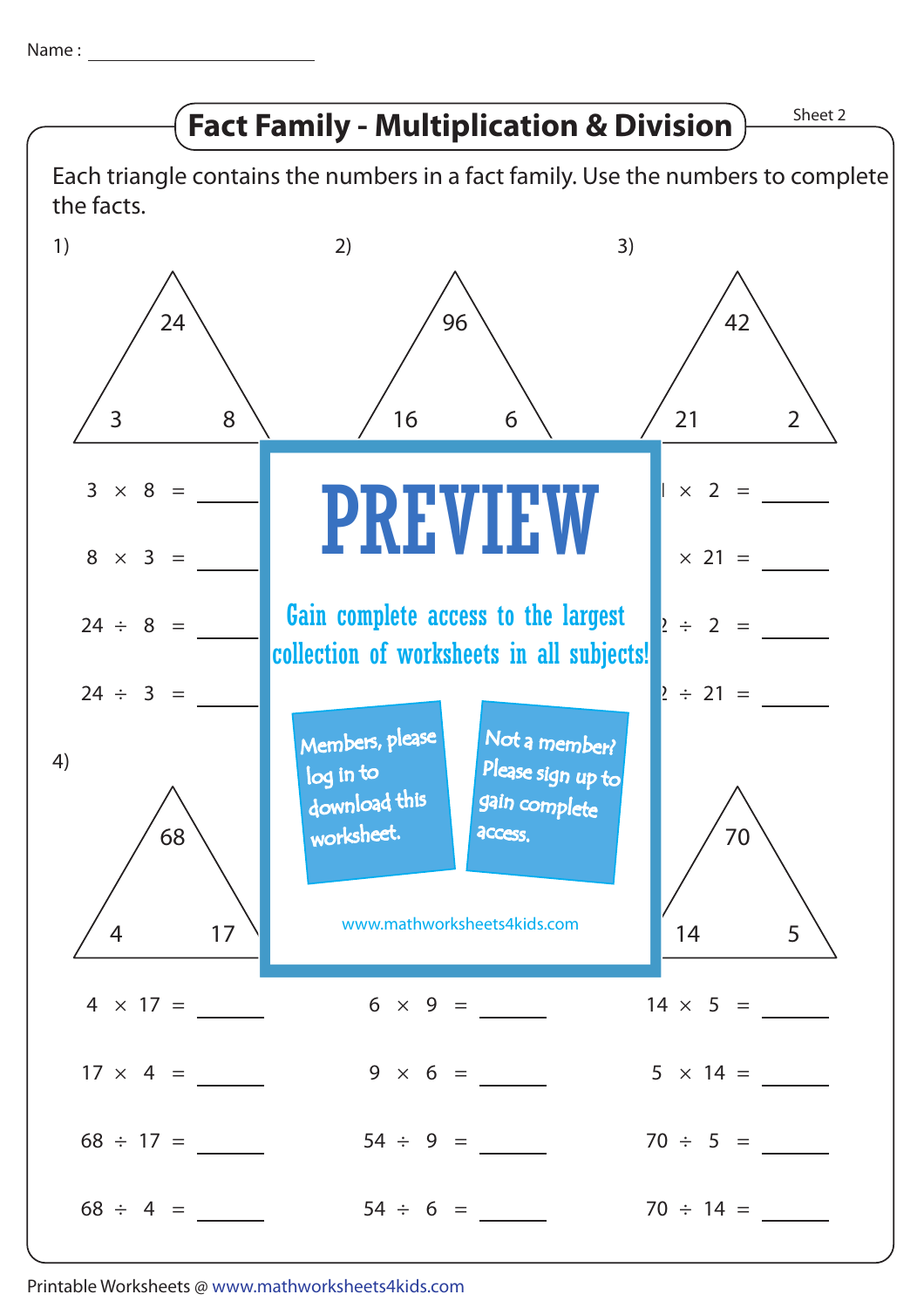Name : ______________________

## Fact Family - Multiplication & Division

Sheet 2

Each triangle contains the numbers in a fact family. Use the numbers to complete the facts.

1)

24

3 8

$3 \times 8 =$ ______

$8 \times 3 =$ ______

$24 \div 8 =$ ______

$24 \div 3 =$ ______

2)

96

16 6

3)

42

21 2

$\times 2 =$ ______

$\times 21 =$ ______

$\div 2 =$ ______

$\div 21 =$ ______

PREVIEW

Gain complete access to the largest collection of worksheets in all subjects!

Members, please log in to download this worksheet.

Not a member? Please sign up to gain complete access.

www.mathworksheets4kids.com

4)

68

4 17

$4 \times 17 =$ ______

$17 \times 4 =$ ______

$68 \div 17 =$ ______

$68 \div 4 =$ ______

$6 \times 9 =$ ______

$9 \times 6 =$ ______

$54 \div 9 =$ ______

$54 \div 6 =$ ______

70

14 5

$14 \times 5 =$ ______

$5 \times 14 =$ ______

$70 \div 5 =$ ______

$70 \div 14 =$ ______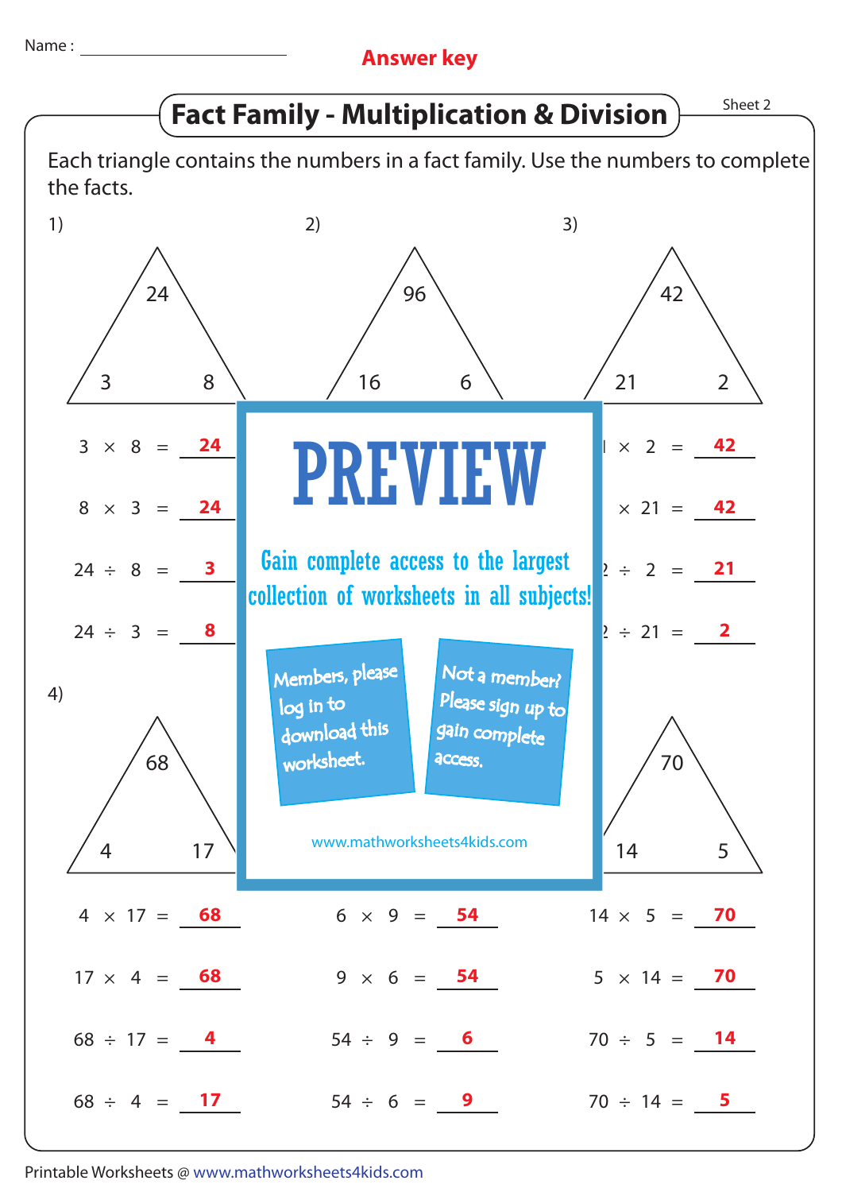Name : ____________________

**Answer key**

# Fact Family - Multiplication & Division

Sheet 2

Each triangle contains the numbers in a fact family. Use the numbers to complete the facts.

1) 24, 3, 8

3 × 8 = **24**

8 × 3 = **24**

24 ÷ 8 = **3**

24 ÷ 3 = **8**

2) 96, 16, 6

3) 42, 21, 2

× 2 = **42**

× 21 = **42**

÷ 2 = **21**

÷ 21 = **2**

4) 68, 4, 17

4 × 17 = **68**

17 × 4 = **68**

68 ÷ 17 = **4**

68 ÷ 4 = **17**

5)

6 × 9 = **54**

9 × 6 = **54**

54 ÷ 9 = **6**

54 ÷ 6 = **9**

6) 70, 14, 5

14 × 5 = **70**

5 × 14 = **70**

70 ÷ 5 = **14**

70 ÷ 14 = **5**

PREVIEW

Gain complete access to the largest collection of worksheets in all subjects!

Members, please log in to download this worksheet.

Not a member? Please sign up to gain complete access.

www.mathworksheets4kids.com

Printable Worksheets @ www.mathworksheets4kids.com